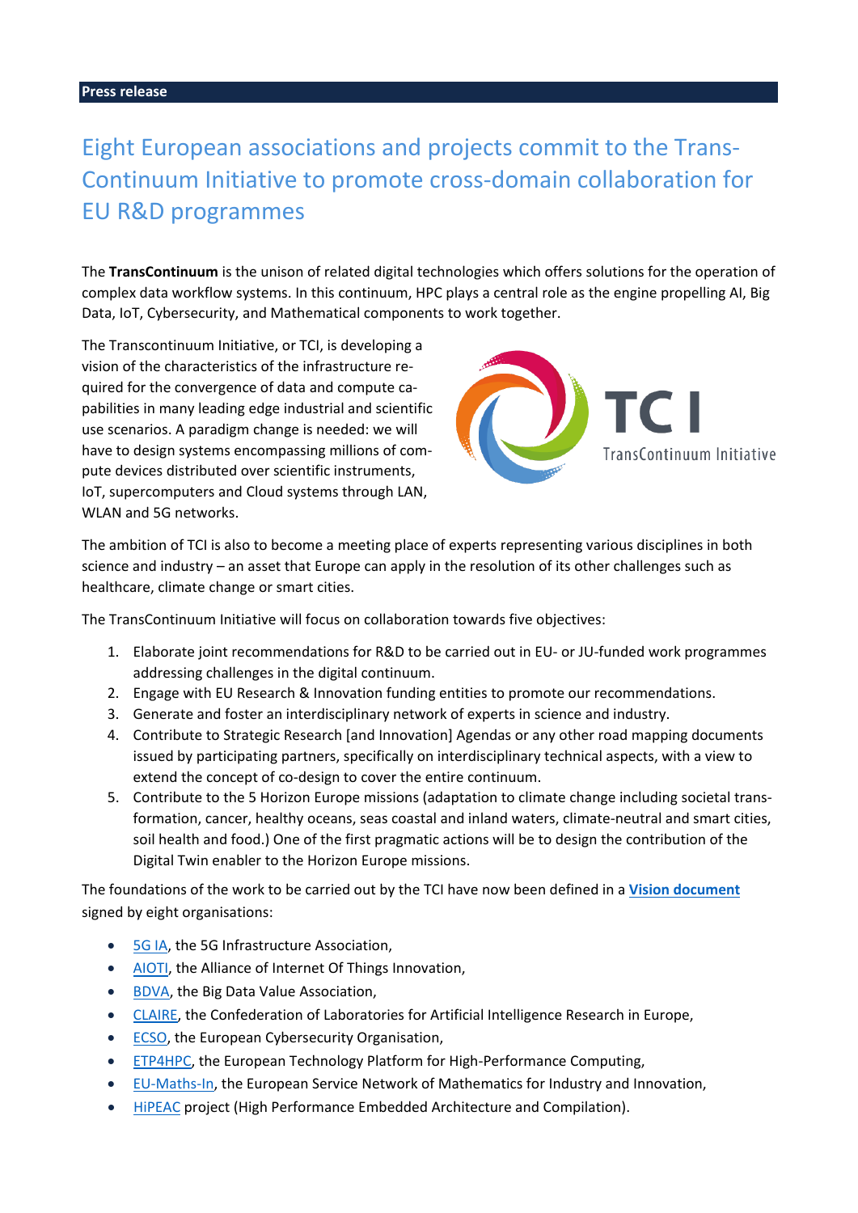Press release

# Eight European associations and projects commit to the Trans-Continuum Initiative to promote cross-domain collaboration for EU R&D programmes

The **TransContinuum** is the unison of related digital technologies which offers solutions for the operation of complex data workflow systems. In this continuum, HPC plays a central role as the engine propelling AI, Big Data, IoT, Cybersecurity, and Mathematical components to work together.

The Transcontinuum Initiative, or TCI, is developing a vision of the characteristics of the infrastructure required for the convergence of data and compute capabilities in many leading edge industrial and scientific use scenarios. A paradigm change is needed: we will have to design systems encompassing millions of compute devices distributed over scientific instruments, IoT, supercomputers and Cloud systems through LAN, WLAN and 5G networks.

The ambition of TCI is also to become a meeting place of experts representing various disciplines in both science and industry – an asset that Europe can apply in the resolution of its other challenges such as healthcare, climate change or smart cities.

The TransContinuum Initiative will focus on collaboration towards five objectives:

1. Elaborate joint recommendations for R&D to be carried out in EU- or JU-funded work programmes addressing challenges in the digital continuum.
2. Engage with EU Research & Innovation funding entities to promote our recommendations.
3. Generate and foster an interdisciplinary network of experts in science and industry.
4. Contribute to Strategic Research [and Innovation] Agendas or any other road mapping documents issued by participating partners, specifically on interdisciplinary technical aspects, with a view to extend the concept of co-design to cover the entire continuum.
5. Contribute to the 5 Horizon Europe missions (adaptation to climate change including societal transformation, cancer, healthy oceans, seas coastal and inland waters, climate-neutral and smart cities, soil health and food.) One of the first pragmatic actions will be to design the contribution of the Digital Twin enabler to the Horizon Europe missions.

The foundations of the work to be carried out by the TCI have now been defined in a **Vision document** signed by eight organisations:

- 5G IA, the 5G Infrastructure Association,
- AIOTI, the Alliance of Internet Of Things Innovation,
- BDVA, the Big Data Value Association,
- CLAIRE, the Confederation of Laboratories for Artificial Intelligence Research in Europe,
- ECSO, the European Cybersecurity Organisation,
- ETP4HPC, the European Technology Platform for High-Performance Computing,
- EU-Maths-In, the European Service Network of Mathematics for Industry and Innovation,
- HiPEAC project (High Performance Embedded Architecture and Compilation).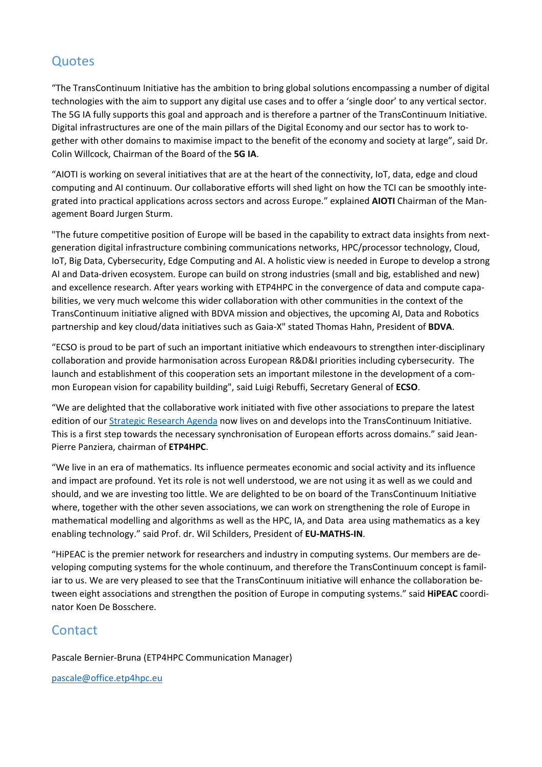## Quotes

"The TransContinuum Initiative has the ambition to bring global solutions encompassing a number of digital technologies with the aim to support any digital use cases and to offer a 'single door' to any vertical sector. The 5G IA fully supports this goal and approach and is therefore a partner of the TransContinuum Initiative. Digital infrastructures are one of the main pillars of the Digital Economy and our sector has to work together with other domains to maximise impact to the benefit of the economy and society at large", said Dr. Colin Willcock, Chairman of the Board of the **5G IA**.

"AIOTI is working on several initiatives that are at the heart of the connectivity, IoT, data, edge and cloud computing and AI continuum. Our collaborative efforts will shed light on how the TCI can be smoothly integrated into practical applications across sectors and across Europe." explained **AIOTI** Chairman of the Management Board Jurgen Sturm.

"The future competitive position of Europe will be based in the capability to extract data insights from next-generation digital infrastructure combining communications networks, HPC/processor technology, Cloud, IoT, Big Data, Cybersecurity, Edge Computing and AI. A holistic view is needed in Europe to develop a strong AI and Data-driven ecosystem. Europe can build on strong industries (small and big, established and new) and excellence research. After years working with ETP4HPC in the convergence of data and compute capabilities, we very much welcome this wider collaboration with other communities in the context of the TransContinuum initiative aligned with BDVA mission and objectives, the upcoming AI, Data and Robotics partnership and key cloud/data initiatives such as Gaia-X" stated Thomas Hahn, President of **BDVA**.

"ECSO is proud to be part of such an important initiative which endeavours to strengthen inter-disciplinary collaboration and provide harmonisation across European R&D&I priorities including cybersecurity. The launch and establishment of this cooperation sets an important milestone in the development of a common European vision for capability building", said Luigi Rebuffi, Secretary General of **ECSO**.

"We are delighted that the collaborative work initiated with five other associations to prepare the latest edition of our [Strategic Research Agenda]() now lives on and develops into the TransContinuum Initiative. This is a first step towards the necessary synchronisation of European efforts across domains." said Jean-Pierre Panziera, chairman of **ETP4HPC**.

"We live in an era of mathematics. Its influence permeates economic and social activity and its influence and impact are profound. Yet its role is not well understood, we are not using it as well as we could and should, and we are investing too little. We are delighted to be on board of the TransContinuum Initiative where, together with the other seven associations, we can work on strengthening the role of Europe in mathematical modelling and algorithms as well as the HPC, IA, and Data area using mathematics as a key enabling technology." said Prof. dr. Wil Schilders, President of **EU-MATHS-IN**.

"HiPEAC is the premier network for researchers and industry in computing systems. Our members are developing computing systems for the whole continuum, and therefore the TransContinuum concept is familiar to us. We are very pleased to see that the TransContinuum initiative will enhance the collaboration between eight associations and strengthen the position of Europe in computing systems." said **HiPEAC** coordinator Koen De Bosschere.

## Contact

Pascale Bernier-Bruna (ETP4HPC Communication Manager)

pascale@office.etp4hpc.eu